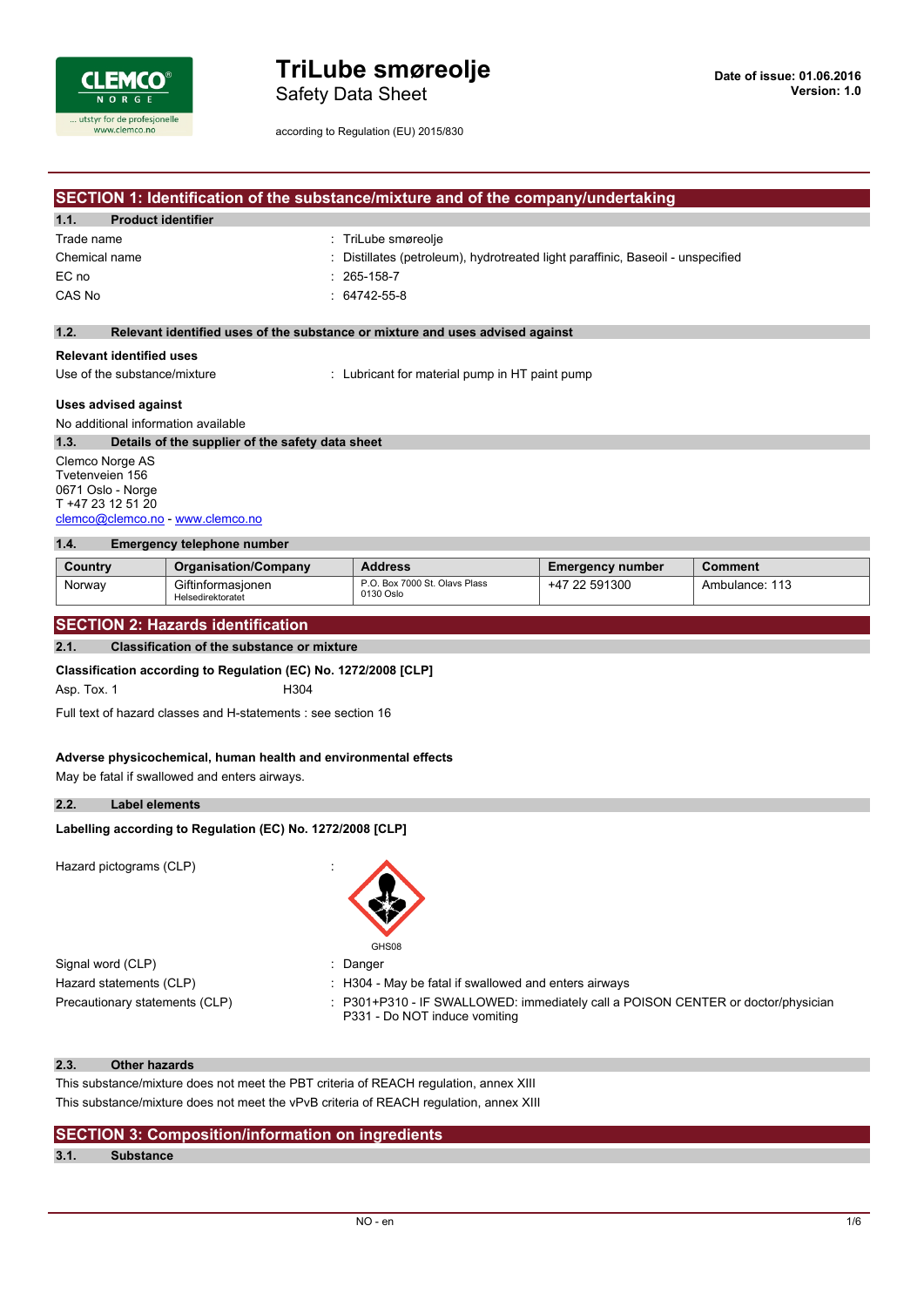# TriLube smøreolje

Safety Data Sheet

according to Regulation (EU) 2015/830

**Date of issue: 01.06.2016**
**Version: 1.0**

## SECTION 1: Identification of the substance/mixture and of the company/undertaking

### 1.1. Product identifier

| | |
|---|---|
| Trade name | : TriLube smøreolje |
| Chemical name | : Distillates (petroleum), hydrotreated light paraffinic, Baseoil - unspecified |
| EC no | : 265-158-7 |
| CAS No | : 64742-55-8 |

### 1.2. Relevant identified uses of the substance or mixture and uses advised against

**Relevant identified uses**

Use of the substance/mixture : Lubricant for material pump in HT paint pump

**Uses advised against**

No additional information available

### 1.3. Details of the supplier of the safety data sheet

Clemco Norge AS
Tvetenveien 156
0671 Oslo - Norge
T +47 23 12 51 20
clemco@clemco.no - www.clemco.no

### 1.4. Emergency telephone number

| Country | Organisation/Company | Address | Emergency number | Comment |
|---|---|---|---|---|
| Norway | Giftinformasjonen<br>Helsedirektoratet | P.O. Box 7000 St. Olavs Plass<br>0130 Oslo | +47 22 591300 | Ambulance: 113 |

## SECTION 2: Hazards identification

### 2.1. Classification of the substance or mixture

**Classification according to Regulation (EC) No. 1272/2008 [CLP]**

Asp. Tox. 1 H304

Full text of hazard classes and H-statements : see section 16

**Adverse physicochemical, human health and environmental effects**

May be fatal if swallowed and enters airways.

### 2.2. Label elements

**Labelling according to Regulation (EC) No. 1272/2008 [CLP]**

Hazard pictograms (CLP) :

GHS08

| | |
|---|---|
| Signal word (CLP) | : Danger |
| Hazard statements (CLP) | : H304 - May be fatal if swallowed and enters airways |
| Precautionary statements (CLP) | : P301+P310 - IF SWALLOWED: immediately call a POISON CENTER or doctor/physician<br>P331 - Do NOT induce vomiting |

### 2.3. Other hazards

This substance/mixture does not meet the PBT criteria of REACH regulation, annex XIII

This substance/mixture does not meet the vPvB criteria of REACH regulation, annex XIII

## SECTION 3: Composition/information on ingredients

### 3.1. Substance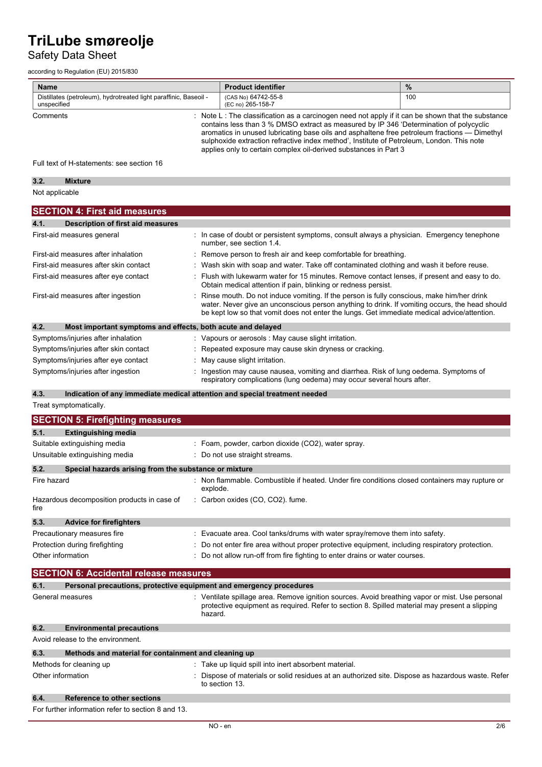| Name | Product identifier | % |
|---|---|---|
| Distillates (petroleum), hydrotreated light paraffinic, Baseoil - unspecified | (CAS No) 64742-55-8<br>(EC no) 265-158-7 | 100 |

Comments : Note L : The classification as a carcinogen need not apply if it can be shown that the substance contains less than 3 % DMSO extract as measured by IP 346 'Determination of polycyclic aromatics in unused lubricating base oils and asphaltene free petroleum fractions — Dimethyl sulphoxide extraction refractive index method', Institute of Petroleum, London. This note applies only to certain complex oil-derived substances in Part 3

Full text of H-statements: see section 16

### 3.2. Mixture

Not applicable

## SECTION 4: First aid measures

### 4.1. Description of first aid measures

| | |
|---|---|
| First-aid measures general | : In case of doubt or persistent symptoms, consult always a physician. Emergency tenephone number, see section 1.4. |
| First-aid measures after inhalation | : Remove person to fresh air and keep comfortable for breathing. |
| First-aid measures after skin contact | : Wash skin with soap and water. Take off contaminated clothing and wash it before reuse. |
| First-aid measures after eye contact | : Flush with lukewarm water for 15 minutes. Remove contact lenses, if present and easy to do. Obtain medical attention if pain, blinking or redness persist. |
| First-aid measures after ingestion | : Rinse mouth. Do not induce vomiting. If the person is fully conscious, make him/her drink water. Never give an unconscious person anything to drink. If vomiting occurs, the head should be kept low so that vomit does not enter the lungs. Get immediate medical advice/attention. |

### 4.2. Most important symptoms and effects, both acute and delayed

| | |
|---|---|
| Symptoms/injuries after inhalation | : Vapours or aerosols : May cause slight irritation. |
| Symptoms/injuries after skin contact | : Repeated exposure may cause skin dryness or cracking. |
| Symptoms/injuries after eye contact | : May cause slight irritation. |
| Symptoms/injuries after ingestion | : Ingestion may cause nausea, vomiting and diarrhea. Risk of lung oedema. Symptoms of respiratory complications (lung oedema) may occur several hours after. |

### 4.3. Indication of any immediate medical attention and special treatment needed

Treat symptomatically.

## SECTION 5: Firefighting measures

### 5.1. Extinguishing media

| | |
|---|---|
| Suitable extinguishing media | : Foam, powder, carbon dioxide ($CO_2$), water spray. |
| Unsuitable extinguishing media | : Do not use straight streams. |

### 5.2. Special hazards arising from the substance or mixture

| | |
|---|---|
| Fire hazard | : Non flammable. Combustible if heated. Under fire conditions closed containers may rupture or explode. |
| Hazardous decomposition products in case of fire | : Carbon oxides (CO, $CO_2$). fume. |

### 5.3. Advice for firefighters

| | |
|---|---|
| Precautionary measures fire | : Evacuate area. Cool tanks/drums with water spray/remove them into safety. |
| Protection during firefighting | : Do not enter fire area without proper protective equipment, including respiratory protection. |
| Other information | : Do not allow run-off from fire fighting to enter drains or water courses. |

## SECTION 6: Accidental release measures

### 6.1. Personal precautions, protective equipment and emergency procedures

| | |
|---|---|
| General measures | : Ventilate spillage area. Remove ignition sources. Avoid breathing vapor or mist. Use personal protective equipment as required. Refer to section 8. Spilled material may present a slipping hazard. |

### 6.2. Environmental precautions

Avoid release to the environment.

### 6.3. Methods and material for containment and cleaning up

| | |
|---|---|
| Methods for cleaning up | : Take up liquid spill into inert absorbent material. |
| Other information | : Dispose of materials or solid residues at an authorized site. Dispose as hazardous waste. Refer to section 13. |

### 6.4. Reference to other sections

For further information refer to section 8 and 13.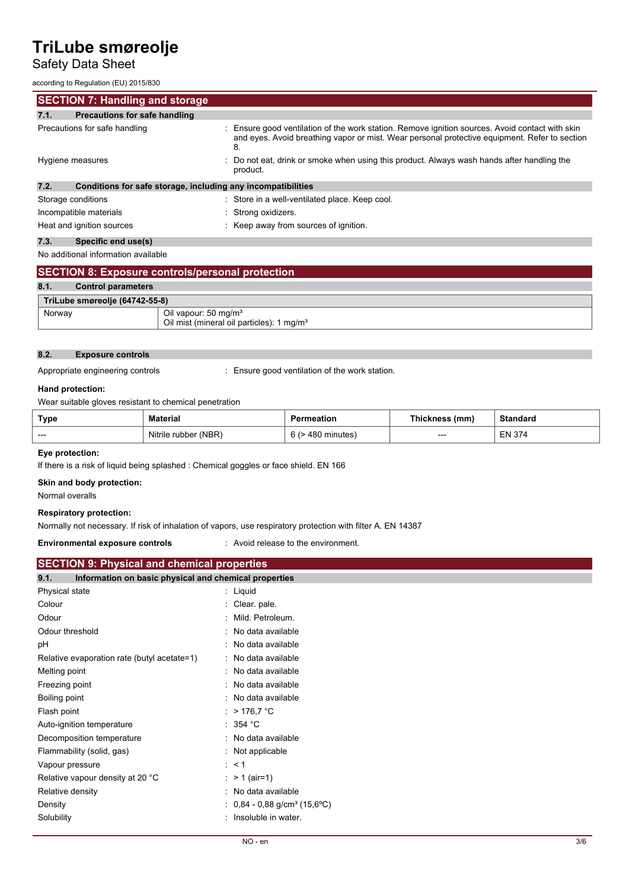## SECTION 7: Handling and storage

### 7.1. Precautions for safe handling

Precautions for safe handling : Ensure good ventilation of the work station. Remove ignition sources. Avoid contact with skin and eyes. Avoid breathing vapor or mist. Wear personal protective equipment. Refer to section 8.

Hygiene measures : Do not eat, drink or smoke when using this product. Always wash hands after handling the product.

### 7.2. Conditions for safe storage, including any incompatibilities

Storage conditions : Store in a well-ventilated place. Keep cool.

Incompatible materials : Strong oxidizers.

Heat and ignition sources : Keep away from sources of ignition.

### 7.3. Specific end use(s)

No additional information available

## SECTION 8: Exposure controls/personal protection

### 8.1. Control parameters

| TriLube smøreolje (64742-55-8) | |
|---|---|
| Norway | Oil vapour: 50 mg/m³<br>Oil mist (mineral oil particles): 1 mg/m³ |

### 8.2. Exposure controls

Appropriate engineering controls : Ensure good ventilation of the work station.

**Hand protection:**

Wear suitable gloves resistant to chemical penetration

| Type | Material | Permeation | Thickness (mm) | Standard |
|---|---|---|---|---|
| --- | Nitrile rubber (NBR) | 6 (> 480 minutes) | --- | EN 374 |

**Eye protection:**

If there is a risk of liquid being splashed : Chemical goggles or face shield. EN 166

**Skin and body protection:**

Normal overalls

**Respiratory protection:**

Normally not necessary. If risk of inhalation of vapors, use respiratory protection with filter A. EN 14387

**Environmental exposure controls** : Avoid release to the environment.

## SECTION 9: Physical and chemical properties

### 9.1. Information on basic physical and chemical properties

Physical state : Liquid

Colour : Clear. pale.

Odour : Mild. Petroleum.

Odour threshold : No data available

pH : No data available

Relative evaporation rate (butyl acetate=1) : No data available

Melting point : No data available

Freezing point : No data available

Boiling point : No data available

Flash point : > 176,7 °C

Auto-ignition temperature : 354 °C

Decomposition temperature : No data available

Flammability (solid, gas) : Not applicable

Vapour pressure : < 1

Relative vapour density at 20 °C : > 1 (air=1)

Relative density : No data available

Density : 0,84 - 0,88 g/cm³ (15,6ºC)

Solubility : Insoluble in water.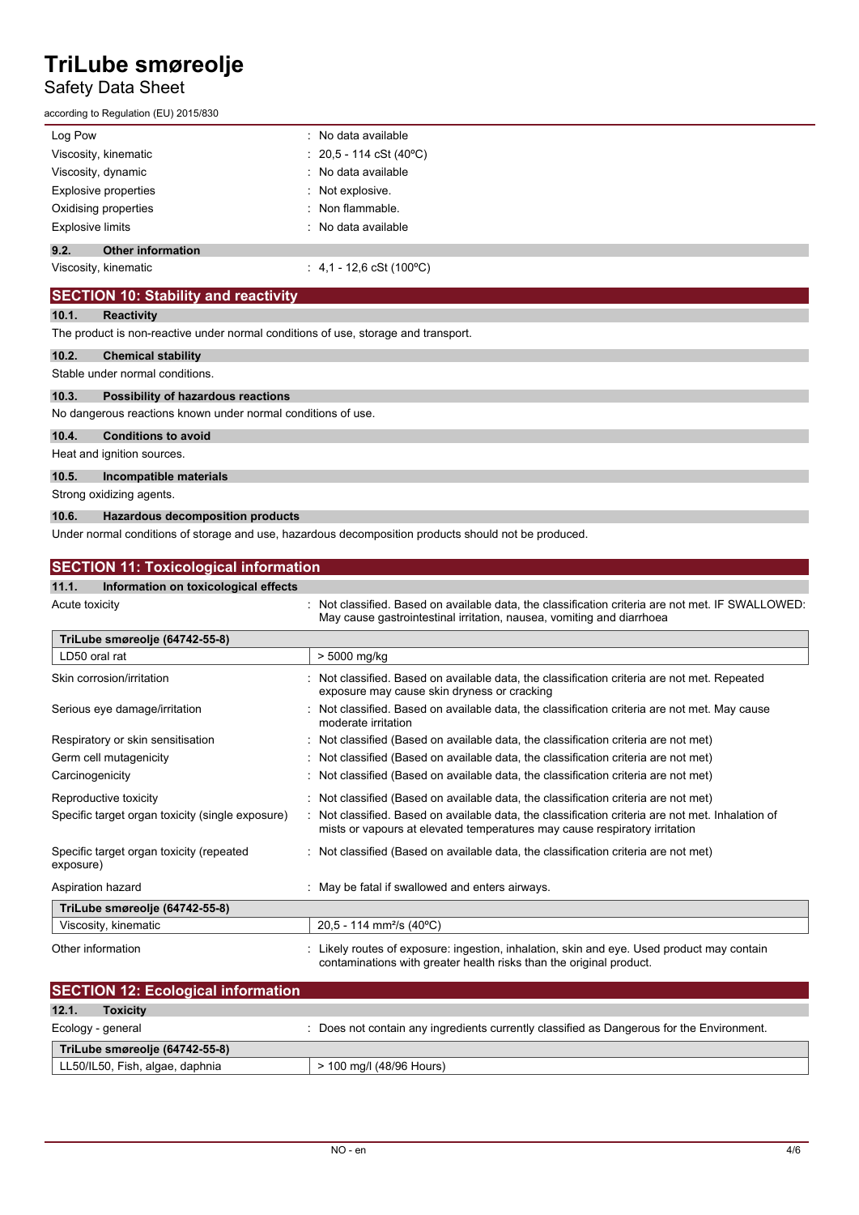| | |
|---|---|
| Log Pow | : No data available |
| Viscosity, kinematic | : 20,5 - 114 cSt (40ºC) |
| Viscosity, dynamic | : No data available |
| Explosive properties | : Not explosive. |
| Oxidising properties | : Non flammable. |
| Explosive limits | : No data available |

### 9.2. Other information

| | |
|---|---|
| Viscosity, kinematic | : 4,1 - 12,6 cSt (100ºC) |

## SECTION 10: Stability and reactivity

### 10.1. Reactivity

The product is non-reactive under normal conditions of use, storage and transport.

### 10.2. Chemical stability

Stable under normal conditions.

### 10.3. Possibility of hazardous reactions

No dangerous reactions known under normal conditions of use.

### 10.4. Conditions to avoid

Heat and ignition sources.

### 10.5. Incompatible materials

Strong oxidizing agents.

### 10.6. Hazardous decomposition products

Under normal conditions of storage and use, hazardous decomposition products should not be produced.

## SECTION 11: Toxicological information

### 11.1. Information on toxicological effects

| | |
|---|---|
| Acute toxicity | : Not classified. Based on available data, the classification criteria are not met. IF SWALLOWED: May cause gastrointestinal irritation, nausea, vomiting and diarrhoea |

| TriLube smøreolje (64742-55-8) | |
|---|---|
| LD50 oral rat | > 5000 mg/kg |

| | |
|---|---|
| Skin corrosion/irritation | : Not classified. Based on available data, the classification criteria are not met. Repeated exposure may cause skin dryness or cracking |
| Serious eye damage/irritation | : Not classified. Based on available data, the classification criteria are not met. May cause moderate irritation |
| Respiratory or skin sensitisation | : Not classified (Based on available data, the classification criteria are not met) |
| Germ cell mutagenicity | : Not classified (Based on available data, the classification criteria are not met) |
| Carcinogenicity | : Not classified (Based on available data, the classification criteria are not met) |
| Reproductive toxicity | : Not classified (Based on available data, the classification criteria are not met) |
| Specific target organ toxicity (single exposure) | : Not classified. Based on available data, the classification criteria are not met. Inhalation of mists or vapours at elevated temperatures may cause respiratory irritation |
| Specific target organ toxicity (repeated exposure) | : Not classified (Based on available data, the classification criteria are not met) |
| Aspiration hazard | : May be fatal if swallowed and enters airways. |

| TriLube smøreolje (64742-55-8) | |
|---|---|
| Viscosity, kinematic | 20,5 - 114 mm²/s (40°C) |

| | |
|---|---|
| Other information | : Likely routes of exposure: ingestion, inhalation, skin and eye. Used product may contain contaminations with greater health risks than the original product. |

## SECTION 12: Ecological information

### 12.1. Toxicity

| | |
|---|---|
| Ecology - general | : Does not contain any ingredients currently classified as Dangerous for the Environment. |

| TriLube smøreolje (64742-55-8) | |
|---|---|
| LL50/IL50, Fish, algae, daphnia | > 100 mg/l (48/96 Hours) |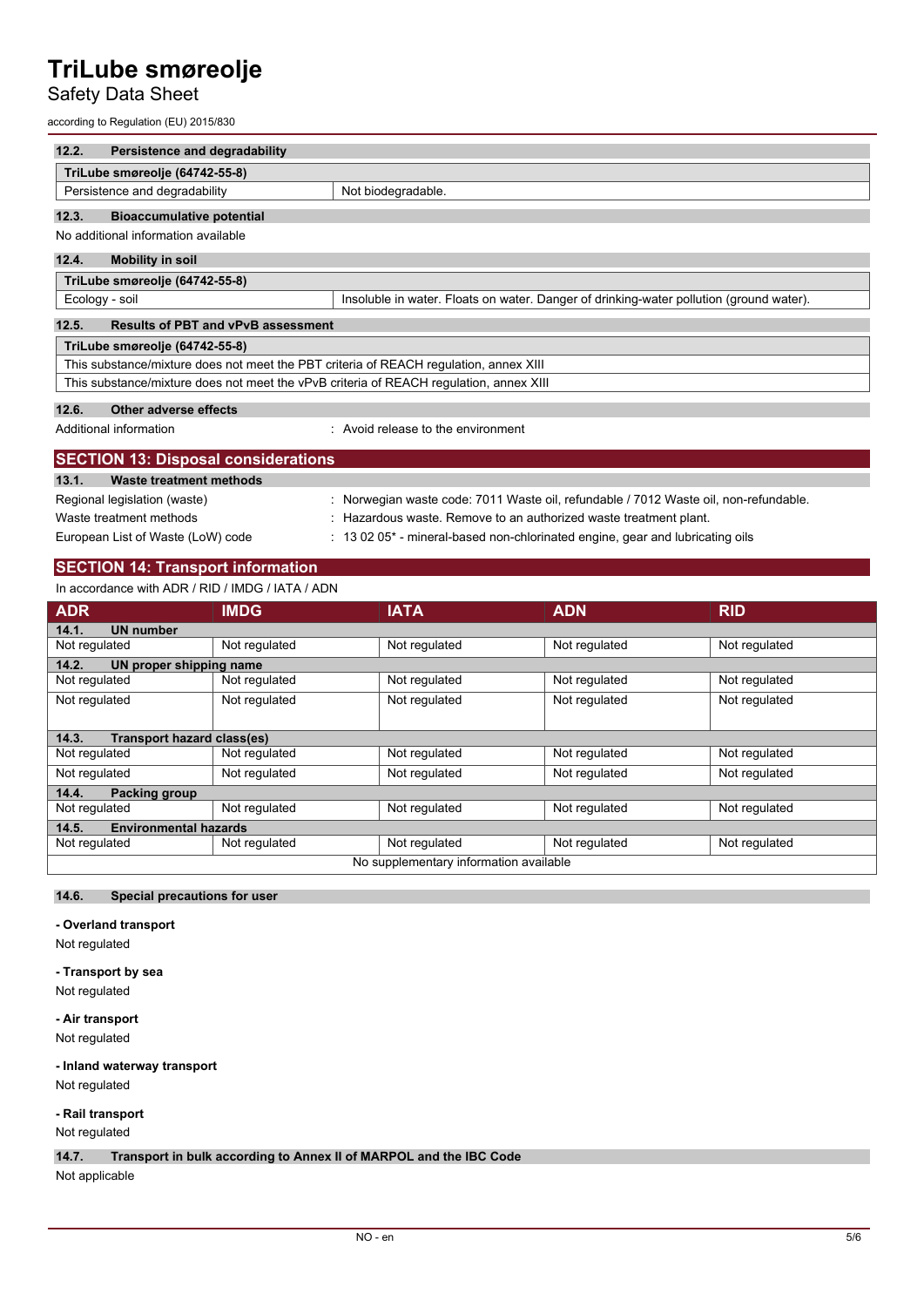### 12.2. Persistence and degradability

| TriLube smøreolje (64742-55-8) | |
|---|---|
| Persistence and degradability | Not biodegradable. |

### 12.3. Bioaccumulative potential

No additional information available

### 12.4. Mobility in soil

| TriLube smøreolje (64742-55-8) | |
|---|---|
| Ecology - soil | Insoluble in water. Floats on water. Danger of drinking-water pollution (ground water). |

### 12.5. Results of PBT and vPvB assessment

| TriLube smøreolje (64742-55-8) |
|---|
| This substance/mixture does not meet the PBT criteria of REACH regulation, annex XIII |
| This substance/mixture does not meet the vPvB criteria of REACH regulation, annex XIII |

### 12.6. Other adverse effects

Additional information : Avoid release to the environment

## SECTION 13: Disposal considerations

### 13.1. Waste treatment methods

Regional legislation (waste) : Norwegian waste code: 7011 Waste oil, refundable / 7012 Waste oil, non-refundable.

Waste treatment methods : Hazardous waste. Remove to an authorized waste treatment plant.

European List of Waste (LoW) code : 13 02 05* - mineral-based non-chlorinated engine, gear and lubricating oils

## SECTION 14: Transport information

In accordance with ADR / RID / IMDG / IATA / ADN

| ADR | IMDG | IATA | ADN | RID |
|---|---|---|---|---|
| **14.1. UN number** | | | | |
| Not regulated | Not regulated | Not regulated | Not regulated | Not regulated |
| **14.2. UN proper shipping name** | | | | |
| Not regulated | Not regulated | Not regulated | Not regulated | Not regulated |
| Not regulated | Not regulated | Not regulated | Not regulated | Not regulated |
| **14.3. Transport hazard class(es)** | | | | |
| Not regulated | Not regulated | Not regulated | Not regulated | Not regulated |
| Not regulated | Not regulated | Not regulated | Not regulated | Not regulated |
| **14.4. Packing group** | | | | |
| Not regulated | Not regulated | Not regulated | Not regulated | Not regulated |
| **14.5. Environmental hazards** | | | | |
| Not regulated | Not regulated | Not regulated | Not regulated | Not regulated |
| No supplementary information available | | | | |

### 14.6. Special precautions for user

**- Overland transport**

Not regulated

**- Transport by sea**

Not regulated

**- Air transport**

Not regulated

**- Inland waterway transport**

Not regulated

**- Rail transport**

Not regulated

### 14.7. Transport in bulk according to Annex II of MARPOL and the IBC Code

Not applicable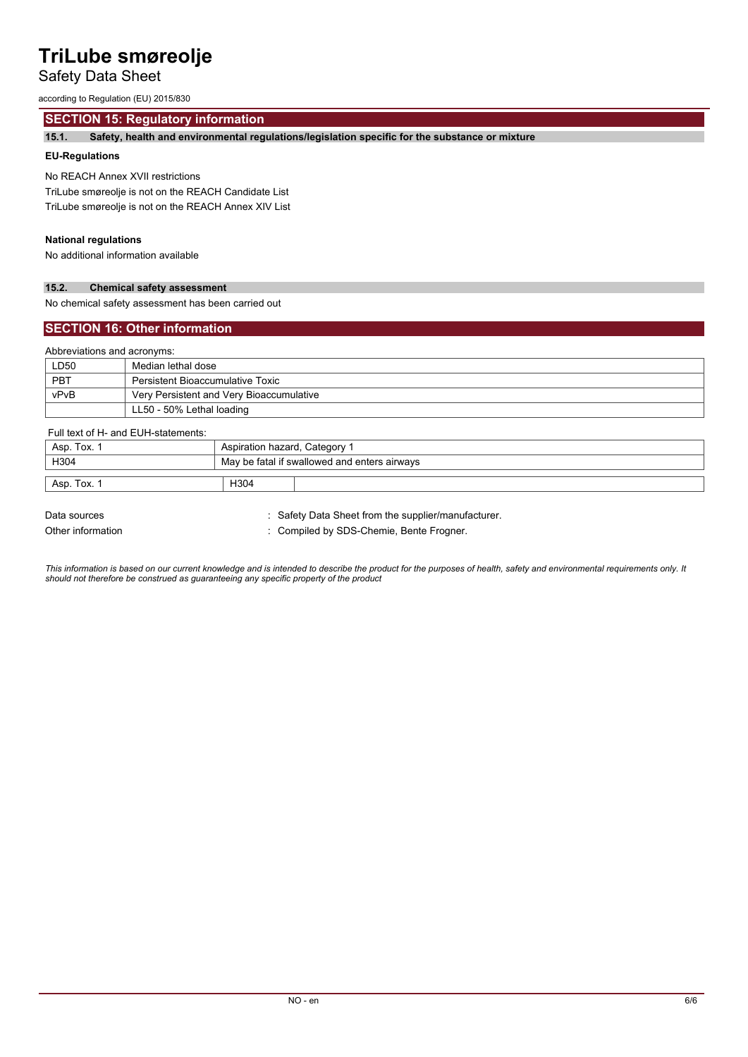## SECTION 15: Regulatory information

### 15.1. Safety, health and environmental regulations/legislation specific for the substance or mixture

**EU-Regulations**

No REACH Annex XVII restrictions

TriLube smøreolje is not on the REACH Candidate List

TriLube smøreolje is not on the REACH Annex XIV List

**National regulations**

No additional information available

### 15.2. Chemical safety assessment

No chemical safety assessment has been carried out

## SECTION 16: Other information

Abbreviations and acronyms:

| | |
|---|---|
| LD50 | Median lethal dose |
| PBT | Persistent Bioaccumulative Toxic |
| vPvB | Very Persistent and Very Bioaccumulative |
| | LL50 - 50% Lethal loading |

Full text of H- and EUH-statements:

| | |
|---|---|
| Asp. Tox. 1 | Aspiration hazard, Category 1 |
| H304 | May be fatal if swallowed and enters airways |

| | | |
|---|---|---|
| Asp. Tox. 1 | H304 | |

Data sources : Safety Data Sheet from the supplier/manufacturer.

Other information : Compiled by SDS-Chemie, Bente Frogner.

*This information is based on our current knowledge and is intended to describe the product for the purposes of health, safety and environmental requirements only. It should not therefore be construed as guaranteeing any specific property of the product*